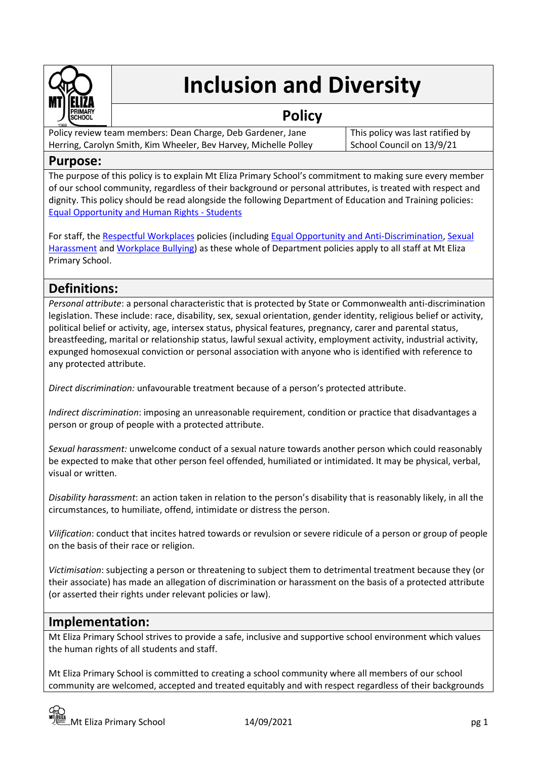# Inclusion and Diversity

## Policy

| Policy review team members: Dean Charge, Deb Gardener, Jane Herring, Carolyn Smith, Kim Wheeler, Bev Harvey, Michelle Polley | This policy was last ratified by School Council on 13/9/21 |
| --- | --- |

## Purpose:

The purpose of this policy is to explain Mt Eliza Primary School's commitment to making sure every member of our school community, regardless of their background or personal attributes, is treated with respect and dignity. This policy should be read alongside the following Department of Education and Training policies: Equal Opportunity and Human Rights - Students

For staff, the Respectful Workplaces policies (including Equal Opportunity and Anti-Discrimination, Sexual Harassment and Workplace Bullying) as these whole of Department policies apply to all staff at Mt Eliza Primary School.

## Definitions:

*Personal attribute*: a personal characteristic that is protected by State or Commonwealth anti-discrimination legislation. These include: race, disability, sex, sexual orientation, gender identity, religious belief or activity, political belief or activity, age, intersex status, physical features, pregnancy, carer and parental status, breastfeeding, marital or relationship status, lawful sexual activity, employment activity, industrial activity, expunged homosexual conviction or personal association with anyone who is identified with reference to any protected attribute.

*Direct discrimination:* unfavourable treatment because of a person's protected attribute.

*Indirect discrimination*: imposing an unreasonable requirement, condition or practice that disadvantages a person or group of people with a protected attribute.

*Sexual harassment:* unwelcome conduct of a sexual nature towards another person which could reasonably be expected to make that other person feel offended, humiliated or intimidated. It may be physical, verbal, visual or written.

*Disability harassment*: an action taken in relation to the person's disability that is reasonably likely, in all the circumstances, to humiliate, offend, intimidate or distress the person.

*Vilification*: conduct that incites hatred towards or revulsion or severe ridicule of a person or group of people on the basis of their race or religion.

*Victimisation*: subjecting a person or threatening to subject them to detrimental treatment because they (or their associate) has made an allegation of discrimination or harassment on the basis of a protected attribute (or asserted their rights under relevant policies or law).

## Implementation:

Mt Eliza Primary School strives to provide a safe, inclusive and supportive school environment which values the human rights of all students and staff.

Mt Eliza Primary School is committed to creating a school community where all members of our school community are welcomed, accepted and treated equitably and with respect regardless of their backgrounds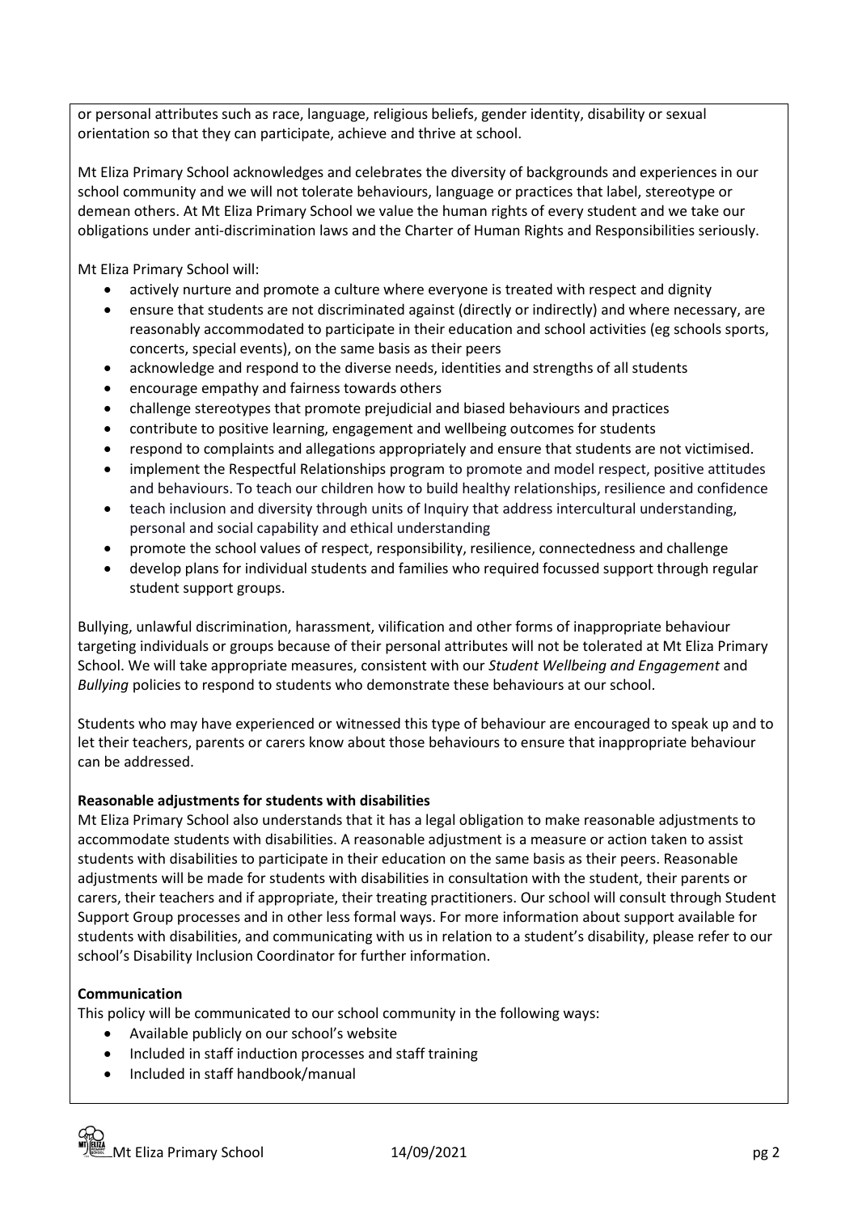or personal attributes such as race, language, religious beliefs, gender identity, disability or sexual orientation so that they can participate, achieve and thrive at school.

Mt Eliza Primary School acknowledges and celebrates the diversity of backgrounds and experiences in our school community and we will not tolerate behaviours, language or practices that label, stereotype or demean others. At Mt Eliza Primary School we value the human rights of every student and we take our obligations under anti-discrimination laws and the Charter of Human Rights and Responsibilities seriously.

Mt Eliza Primary School will:

- actively nurture and promote a culture where everyone is treated with respect and dignity
- ensure that students are not discriminated against (directly or indirectly) and where necessary, are reasonably accommodated to participate in their education and school activities (eg schools sports, concerts, special events), on the same basis as their peers
- acknowledge and respond to the diverse needs, identities and strengths of all students
- encourage empathy and fairness towards others
- challenge stereotypes that promote prejudicial and biased behaviours and practices
- contribute to positive learning, engagement and wellbeing outcomes for students
- respond to complaints and allegations appropriately and ensure that students are not victimised.
- implement the Respectful Relationships program to promote and model respect, positive attitudes and behaviours. To teach our children how to build healthy relationships, resilience and confidence
- teach inclusion and diversity through units of Inquiry that address intercultural understanding, personal and social capability and ethical understanding
- promote the school values of respect, responsibility, resilience, connectedness and challenge
- develop plans for individual students and families who required focussed support through regular student support groups.

Bullying, unlawful discrimination, harassment, vilification and other forms of inappropriate behaviour targeting individuals or groups because of their personal attributes will not be tolerated at Mt Eliza Primary School. We will take appropriate measures, consistent with our *Student Wellbeing and Engagement* and *Bullying* policies to respond to students who demonstrate these behaviours at our school.

Students who may have experienced or witnessed this type of behaviour are encouraged to speak up and to let their teachers, parents or carers know about those behaviours to ensure that inappropriate behaviour can be addressed.

**Reasonable adjustments for students with disabilities**

Mt Eliza Primary School also understands that it has a legal obligation to make reasonable adjustments to accommodate students with disabilities. A reasonable adjustment is a measure or action taken to assist students with disabilities to participate in their education on the same basis as their peers. Reasonable adjustments will be made for students with disabilities in consultation with the student, their parents or carers, their teachers and if appropriate, their treating practitioners. Our school will consult through Student Support Group processes and in other less formal ways. For more information about support available for students with disabilities, and communicating with us in relation to a student's disability, please refer to our school's Disability Inclusion Coordinator for further information.

**Communication**

This policy will be communicated to our school community in the following ways:

- Available publicly on our school's website
- Included in staff induction processes and staff training
- Included in staff handbook/manual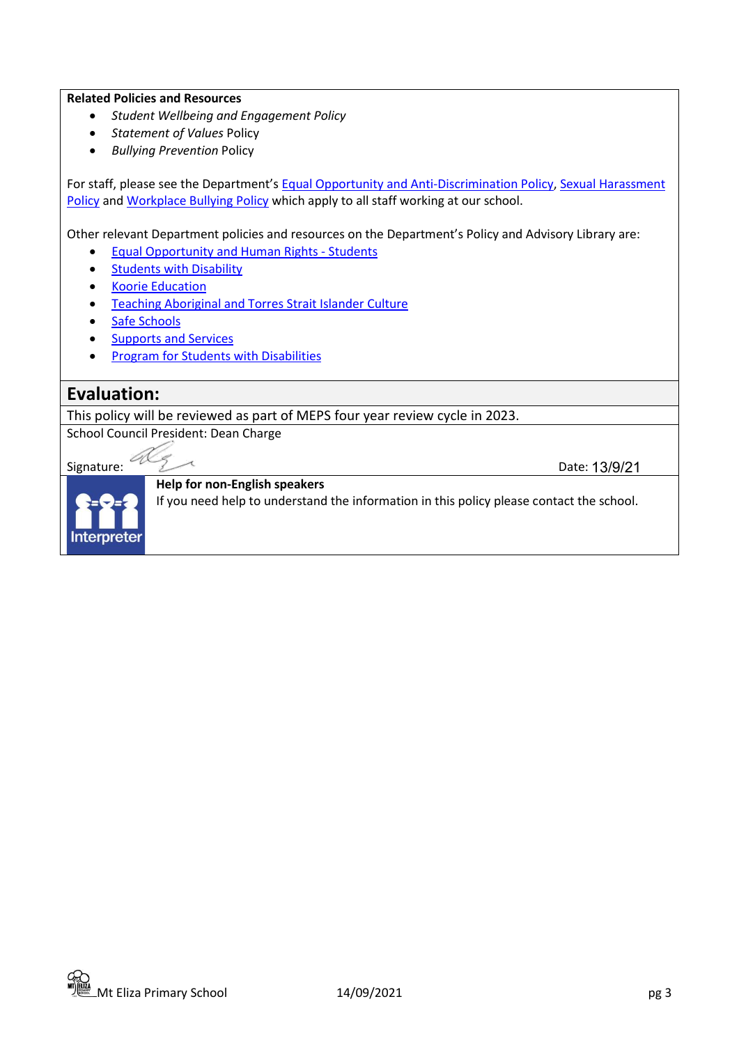**Related Policies and Resources**

- *Student Wellbeing and Engagement Policy*
- *Statement of Values* Policy
- *Bullying Prevention* Policy

For staff, please see the Department's Equal Opportunity and Anti-Discrimination Policy, Sexual Harassment Policy and Workplace Bullying Policy which apply to all staff working at our school.

Other relevant Department policies and resources on the Department's Policy and Advisory Library are:

- Equal Opportunity and Human Rights - Students
- Students with Disability
- Koorie Education
- Teaching Aboriginal and Torres Strait Islander Culture
- Safe Schools
- Supports and Services
- Program for Students with Disabilities

## Evaluation:

This policy will be reviewed as part of MEPS four year review cycle in 2023.

School Council President: Dean Charge

Signature: Date: 13/9/21

**Help for non-English speakers**

If you need help to understand the information in this policy please contact the school.